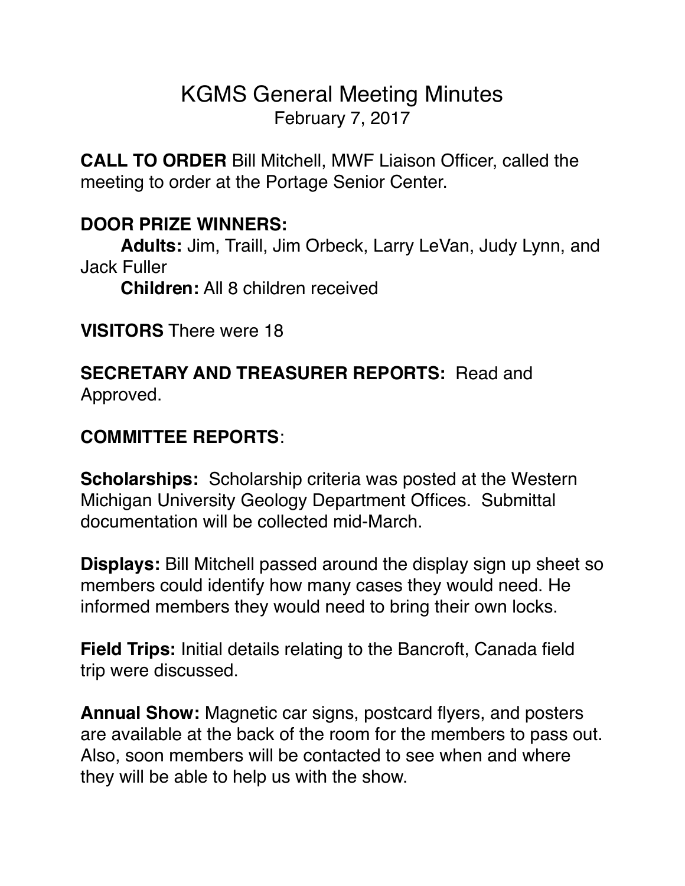# KGMS General Meeting Minutes

February 7, 2017

**CALL TO ORDER** Bill Mitchell, MWF Liaison Officer, called the meeting to order at the Portage Senior Center.

**DOOR PRIZE WINNERS:**

**Adults:** Jim, Traill, Jim Orbeck, Larry LeVan, Judy Lynn, and Jack Fuller

**Children:** All 8 children received

**VISITORS** There were 18

**SECRETARY AND TREASURER REPORTS:** Read and Approved.

**COMMITTEE REPORTS**:

**Scholarships:** Scholarship criteria was posted at the Western Michigan University Geology Department Offices. Submittal documentation will be collected mid-March.

**Displays:** Bill Mitchell passed around the display sign up sheet so members could identify how many cases they would need. He informed members they would need to bring their own locks.

**Field Trips:** Initial details relating to the Bancroft, Canada field trip were discussed.

**Annual Show:** Magnetic car signs, postcard flyers, and posters are available at the back of the room for the members to pass out. Also, soon members will be contacted to see when and where they will be able to help us with the show.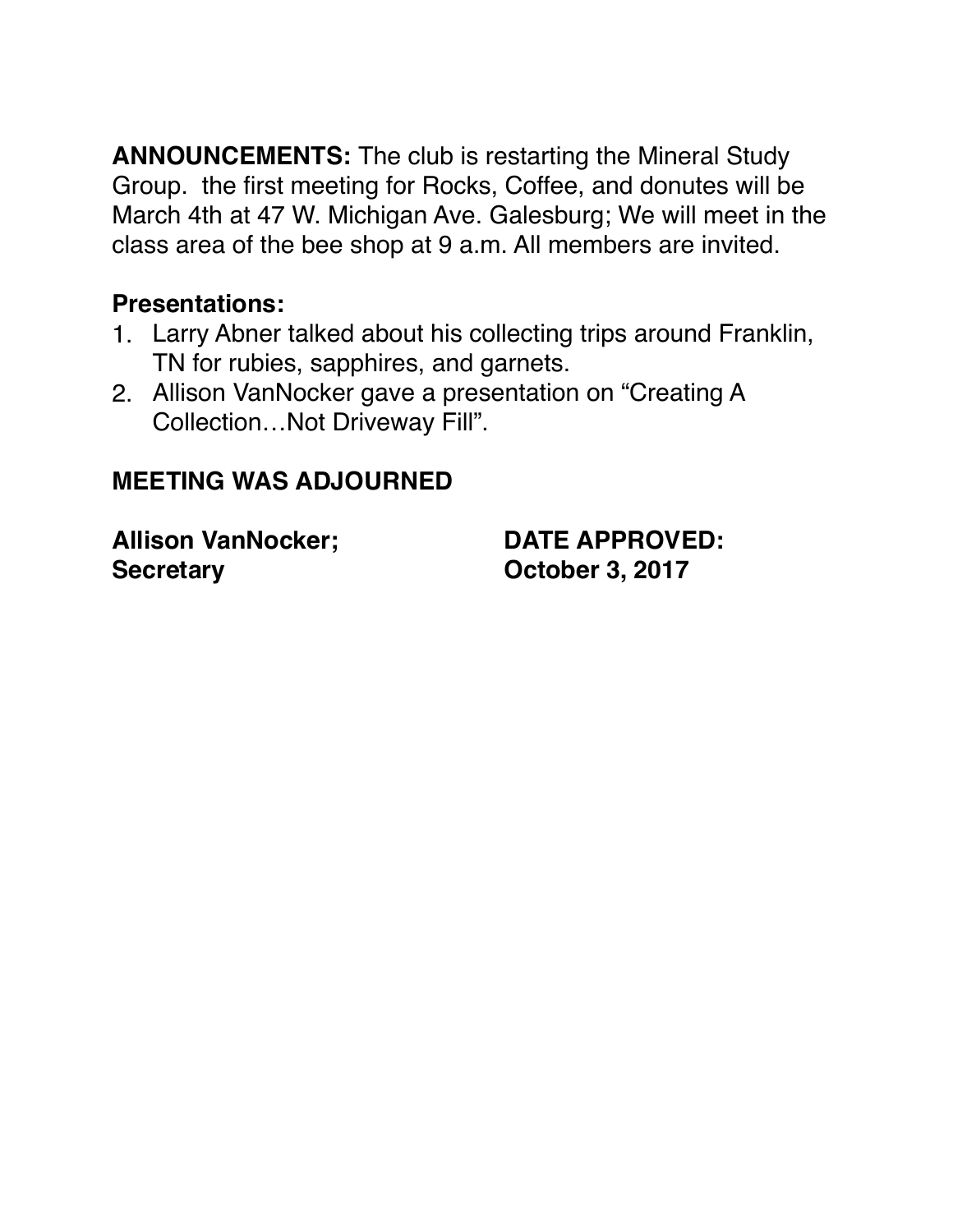**ANNOUNCEMENTS:** The club is restarting the Mineral Study Group. the first meeting for Rocks, Coffee, and donutes will be March 4th at 47 W. Michigan Ave. Galesburg; We will meet in the class area of the bee shop at 9 a.m. All members are invited.

**Presentations:**

1. Larry Abner talked about his collecting trips around Franklin, TN for rubies, sapphires, and garnets.
2. Allison VanNocker gave a presentation on "Creating A Collection…Not Driveway Fill".

**MEETING WAS ADJOURNED**

**Allison VanNocker;**
**Secretary**

**DATE APPROVED:**
**October 3, 2017**